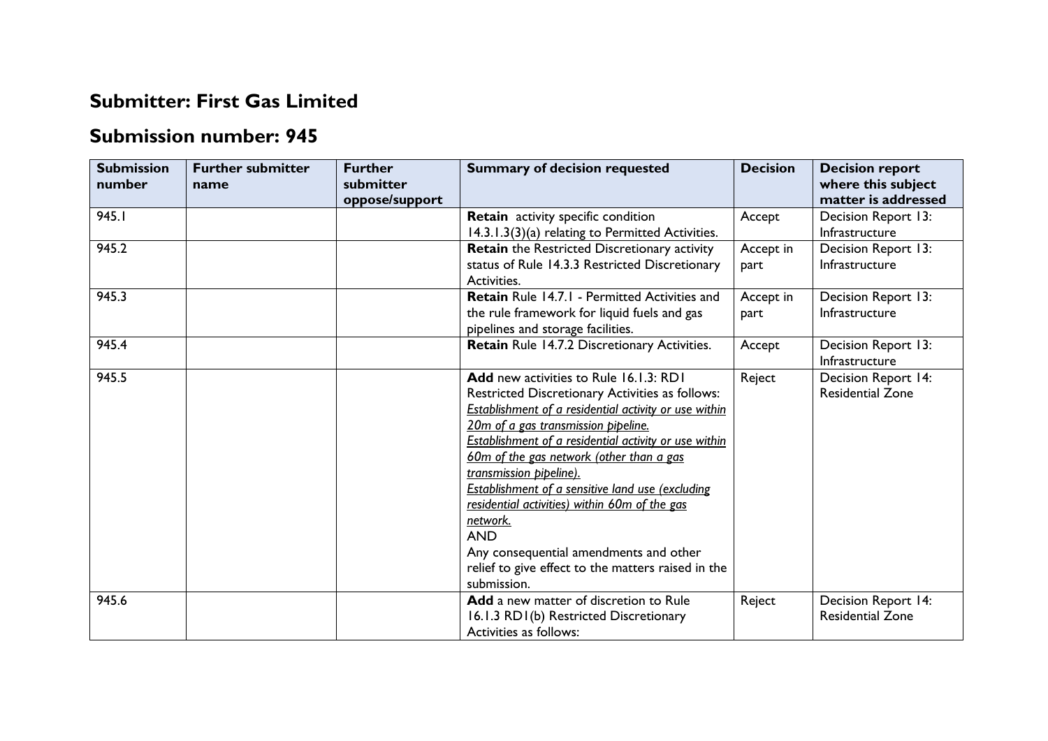# Submitter: First Gas Limited

## Submission number: 945

| Submission number | Further submitter name | Further submitter oppose/support | Summary of decision requested | Decision | Decision report where this subject matter is addressed |
|---|---|---|---|---|---|
| 945.1 | | | **Retain** activity specific condition 14.3.1.3(3)(a) relating to Permitted Activities. | Accept | Decision Report 13: Infrastructure |
| 945.2 | | | **Retain** the Restricted Discretionary activity status of Rule 14.3.3 Restricted Discretionary Activities. | Accept in part | Decision Report 13: Infrastructure |
| 945.3 | | | **Retain** Rule 14.7.1 - Permitted Activities and the rule framework for liquid fuels and gas pipelines and storage facilities. | Accept in part | Decision Report 13: Infrastructure |
| 945.4 | | | **Retain** Rule 14.7.2 Discretionary Activities. | Accept | Decision Report 13: Infrastructure |
| 945.5 | | | **Add** new activities to Rule 16.1.3: RD1 Restricted Discretionary Activities as follows: <br>*Establishment of a residential activity or use within 20m of a gas transmission pipeline.* <br>*Establishment of a residential activity or use within 60m of the gas network (other than a gas transmission pipeline).* <br>*Establishment of a sensitive land use (excluding residential activities) within 60m of the gas network.* <br>AND <br>Any consequential amendments and other relief to give effect to the matters raised in the submission. | Reject | Decision Report 14: Residential Zone |
| 945.6 | | | **Add** a new matter of discretion to Rule 16.1.3 RD1(b) Restricted Discretionary Activities as follows: | Reject | Decision Report 14: Residential Zone |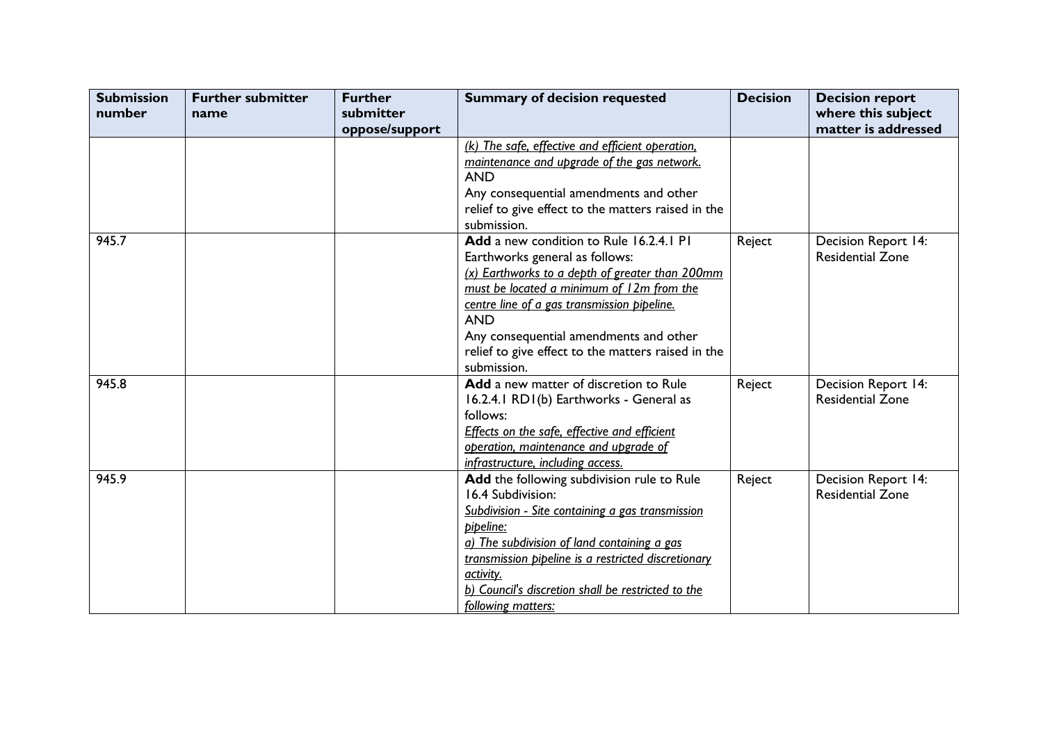| Submission number | Further submitter name | Further submitter oppose/support | Summary of decision requested | Decision | Decision report where this subject matter is addressed |
|---|---|---|---|---|---|
| | | | <u>*(k) The safe, effective and efficient operation, maintenance and upgrade of the gas network.*</u><br>AND<br>Any consequential amendments and other relief to give effect to the matters raised in the submission. | | |
| 945.7 | | | **Add** a new condition to Rule 16.2.4.1 P1 Earthworks general as follows:<br><u>*(x) Earthworks to a depth of greater than 200mm must be located a minimum of 12m from the centre line of a gas transmission pipeline.*</u><br>AND<br>Any consequential amendments and other relief to give effect to the matters raised in the submission. | Reject | Decision Report 14: Residential Zone |
| 945.8 | | | **Add** a new matter of discretion to Rule 16.2.4.1 RD1(b) Earthworks - General as follows:<br><u>*Effects on the safe, effective and efficient operation, maintenance and upgrade of infrastructure, including access.*</u> | Reject | Decision Report 14: Residential Zone |
| 945.9 | | | **Add** the following subdivision rule to Rule 16.4 Subdivision:<br><u>*Subdivision - Site containing a gas transmission pipeline:*</u><br><u>*a) The subdivision of land containing a gas transmission pipeline is a restricted discretionary activity.*</u><br><u>*b) Council's discretion shall be restricted to the following matters:*</u> | Reject | Decision Report 14: Residential Zone |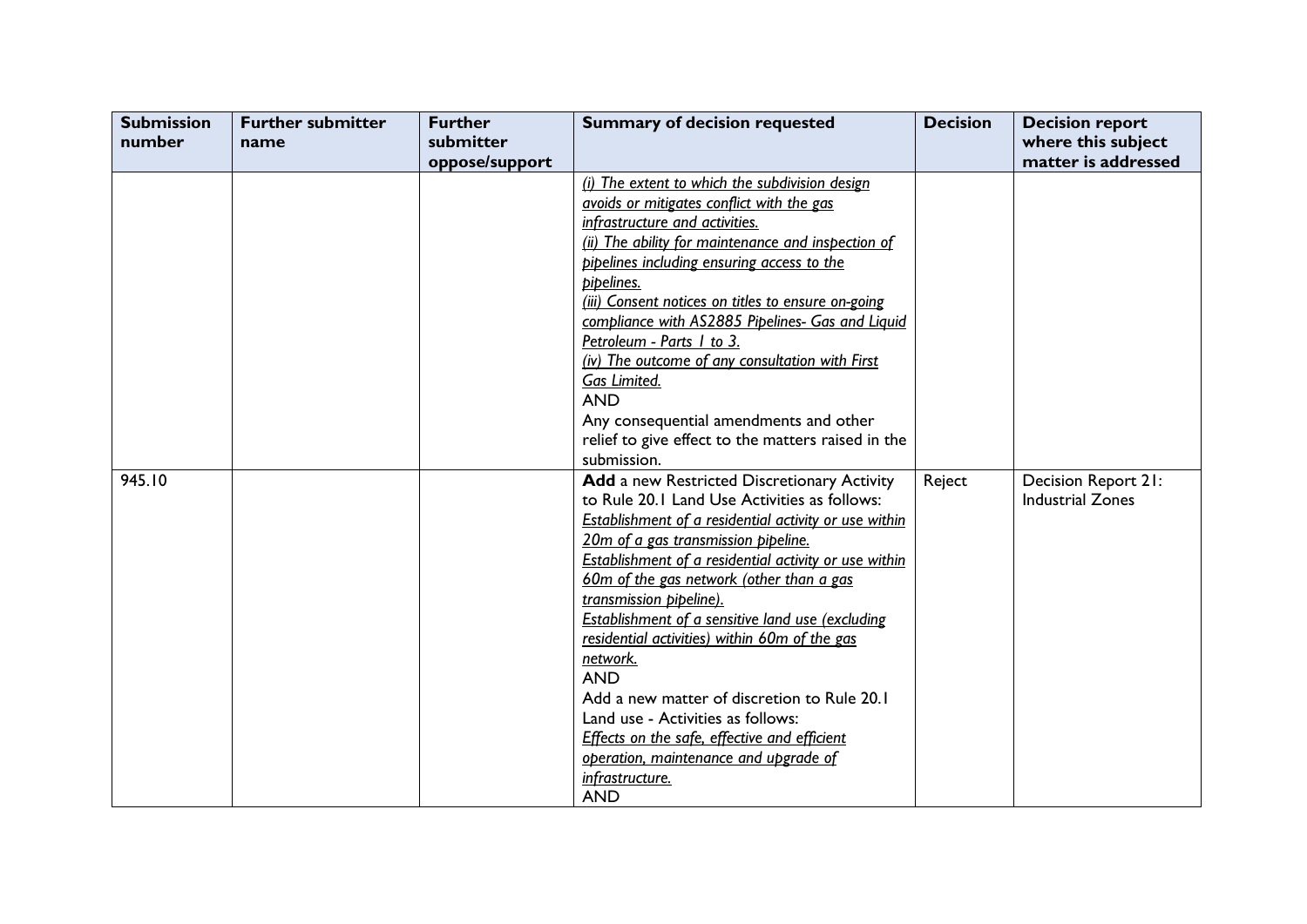| Submission number | Further submitter name | Further submitter oppose/support | Summary of decision requested | Decision | Decision report where this subject matter is addressed |
|---|---|---|---|---|---|
| | | | <u>*(i) The extent to which the subdivision design avoids or mitigates conflict with the gas infrastructure and activities.*</u><br><u>*(ii) The ability for maintenance and inspection of pipelines including ensuring access to the pipelines.*</u><br><u>*(iii) Consent notices on titles to ensure on-going compliance with AS2885 Pipelines- Gas and Liquid Petroleum - Parts 1 to 3.*</u><br><u>*(iv) The outcome of any consultation with First Gas Limited.*</u><br>AND<br>Any consequential amendments and other relief to give effect to the matters raised in the submission. | | |
| 945.10 | | | **Add** a new Restricted Discretionary Activity to Rule 20.1 Land Use Activities as follows:<br><u>*Establishment of a residential activity or use within 20m of a gas transmission pipeline.*</u><br><u>*Establishment of a residential activity or use within 60m of the gas network (other than a gas transmission pipeline).*</u><br><u>*Establishment of a sensitive land use (excluding residential activities) within 60m of the gas network.*</u><br>AND<br>Add a new matter of discretion to Rule 20.1 Land use - Activities as follows:<br><u>*Effects on the safe, effective and efficient operation, maintenance and upgrade of infrastructure.*</u><br>AND | Reject | Decision Report 21: Industrial Zones |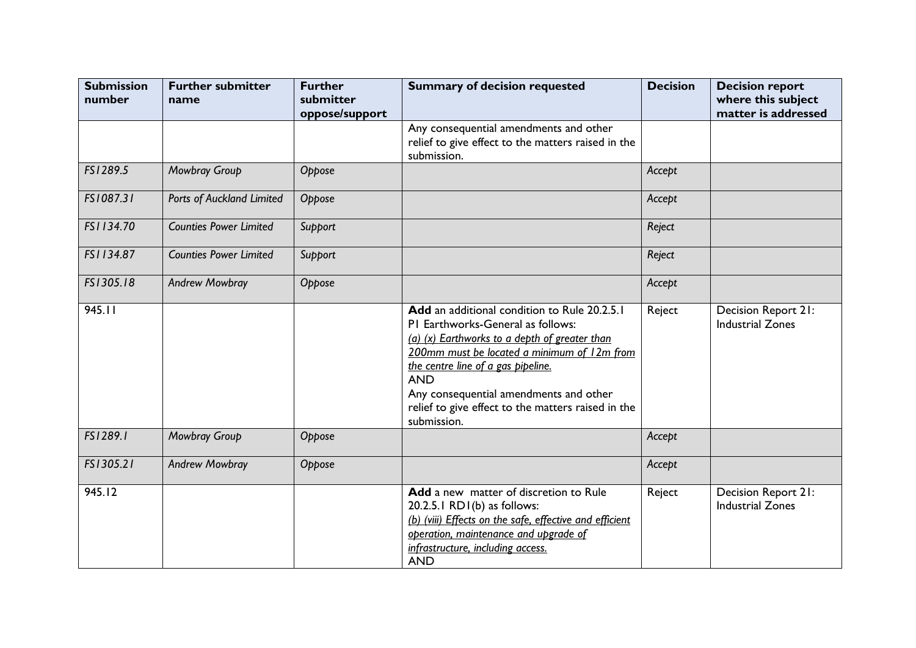| Submission number | Further submitter name | Further submitter oppose/support | Summary of decision requested | Decision | Decision report where this subject matter is addressed |
|---|---|---|---|---|---|
| | | | Any consequential amendments and other relief to give effect to the matters raised in the submission. | | |
| *FS1289.5* | *Mowbray Group* | *Oppose* | | *Accept* | |
| *FS1087.31* | *Ports of Auckland Limited* | *Oppose* | | *Accept* | |
| *FS1134.70* | *Counties Power Limited* | *Support* | | *Reject* | |
| *FS1134.87* | *Counties Power Limited* | *Support* | | *Reject* | |
| *FS1305.18* | *Andrew Mowbray* | *Oppose* | | *Accept* | |
| 945.11 | | | **Add** an additional condition to Rule 20.2.5.1 P1 Earthworks-General as follows: <u>*(a) (x) Earthworks to a depth of greater than 200mm must be located a minimum of 12m from the centre line of a gas pipeline.*</u> AND Any consequential amendments and other relief to give effect to the matters raised in the submission. | Reject | Decision Report 21: Industrial Zones |
| *FS1289.1* | *Mowbray Group* | *Oppose* | | *Accept* | |
| *FS1305.21* | *Andrew Mowbray* | *Oppose* | | *Accept* | |
| 945.12 | | | **Add** a new matter of discretion to Rule 20.2.5.1 RD1(b) as follows: <u>*(b) (viii) Effects on the safe, effective and efficient operation, maintenance and upgrade of infrastructure, including access.*</u> AND | Reject | Decision Report 21: Industrial Zones |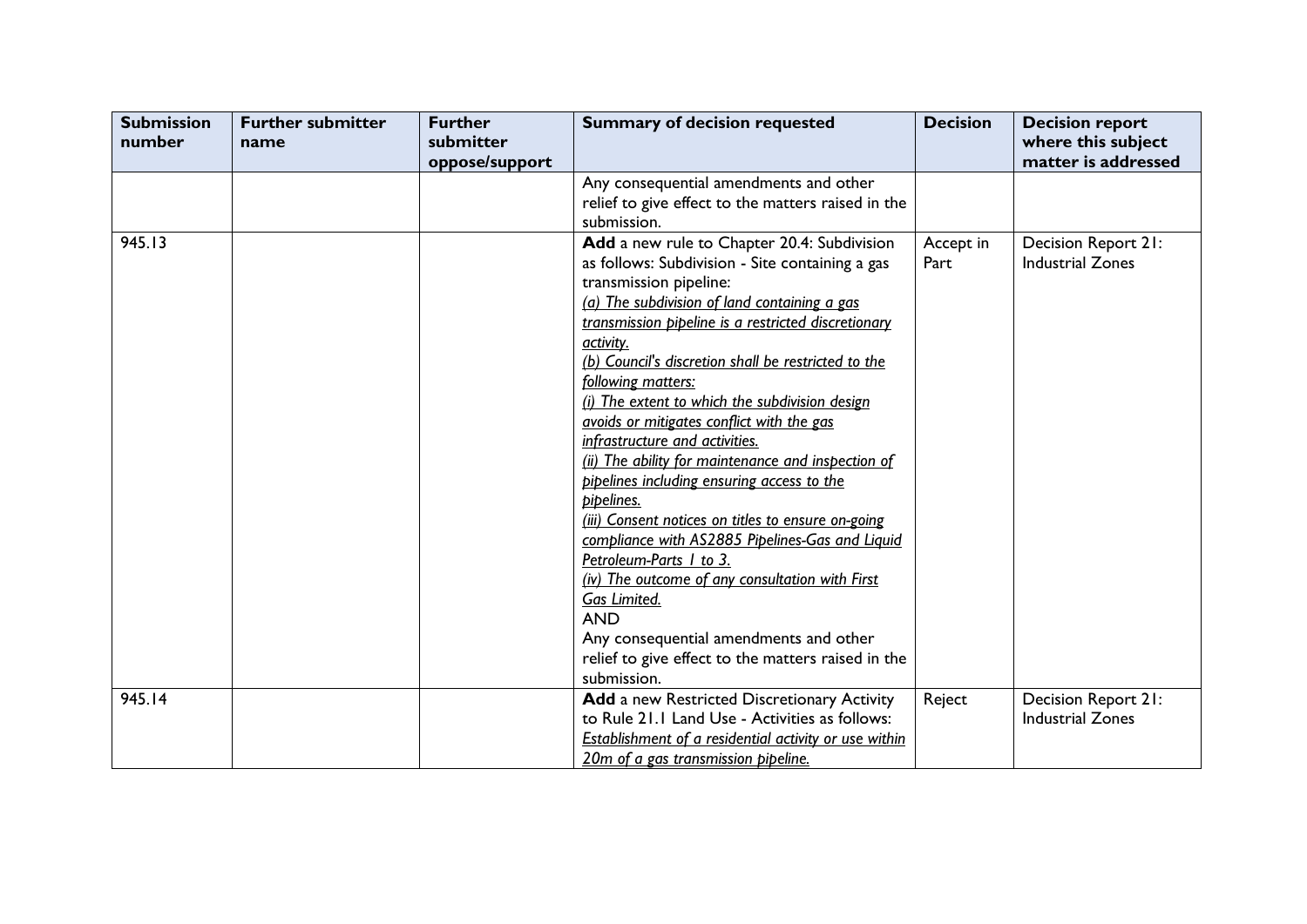| Submission number | Further submitter name | Further submitter oppose/support | Summary of decision requested | Decision | Decision report where this subject matter is addressed |
|---|---|---|---|---|---|
| | | | Any consequential amendments and other relief to give effect to the matters raised in the submission. | | |
| 945.13 | | | **Add** a new rule to Chapter 20.4: Subdivision as follows: Subdivision - Site containing a gas transmission pipeline:<br>*(a) The subdivision of land containing a gas transmission pipeline is a restricted discretionary activity.*<br>*(b) Council's discretion shall be restricted to the following matters:*<br>*(i) The extent to which the subdivision design avoids or mitigates conflict with the gas infrastructure and activities.*<br>*(ii) The ability for maintenance and inspection of pipelines including ensuring access to the pipelines.*<br>*(iii) Consent notices on titles to ensure on-going compliance with AS2885 Pipelines-Gas and Liquid Petroleum-Parts 1 to 3.*<br>*(iv) The outcome of any consultation with First Gas Limited.*<br>AND<br>Any consequential amendments and other relief to give effect to the matters raised in the submission. | Accept in Part | Decision Report 21: Industrial Zones |
| 945.14 | | | **Add** a new Restricted Discretionary Activity to Rule 21.1 Land Use - Activities as follows:<br>*Establishment of a residential activity or use within 20m of a gas transmission pipeline.* | Reject | Decision Report 21: Industrial Zones |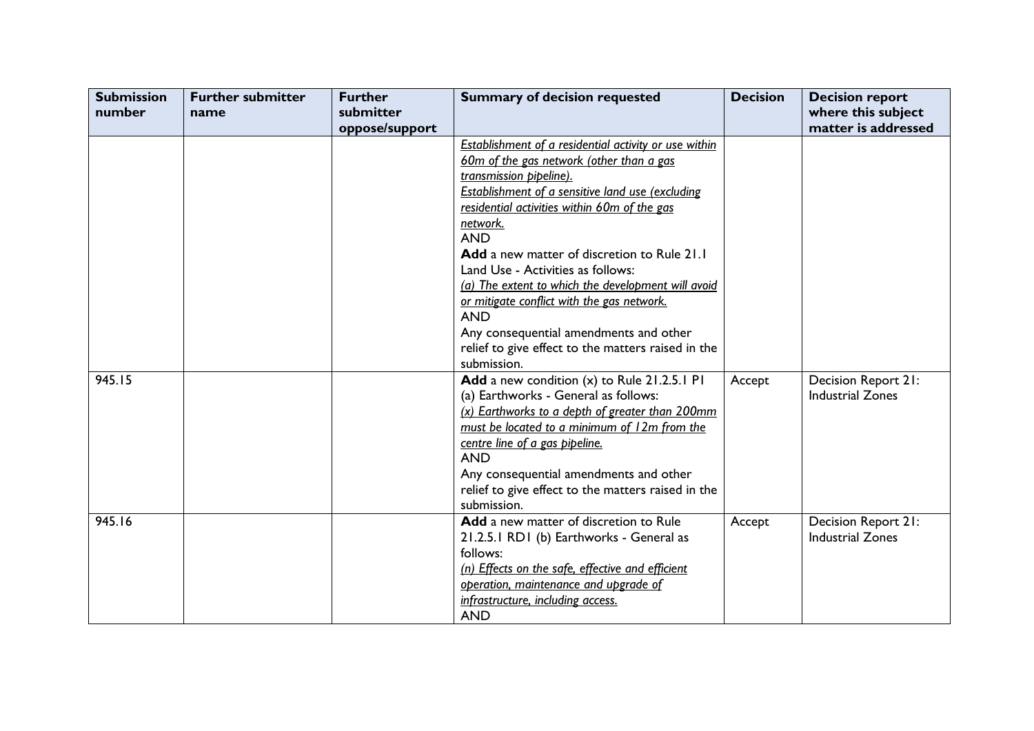| Submission number | Further submitter name | Further submitter oppose/support | Summary of decision requested | Decision | Decision report where this subject matter is addressed |
|---|---|---|---|---|---|
| | | | _Establishment of a residential activity or use within 60m of the gas network (other than a gas transmission pipeline)._<br>_Establishment of a sensitive land use (excluding residential activities within 60m of the gas network._<br>AND<br>**Add** a new matter of discretion to Rule 21.1 Land Use - Activities as follows:<br>_(a) The extent to which the development will avoid or mitigate conflict with the gas network._<br>AND<br>Any consequential amendments and other relief to give effect to the matters raised in the submission. | | |
| 945.15 | | | **Add** a new condition (x) to Rule 21.2.5.1 P1 (a) Earthworks - General as follows:<br>_(x) Earthworks to a depth of greater than 200mm must be located to a minimum of 12m from the centre line of a gas pipeline._<br>AND<br>Any consequential amendments and other relief to give effect to the matters raised in the submission. | Accept | Decision Report 21: Industrial Zones |
| 945.16 | | | **Add** a new matter of discretion to Rule 21.2.5.1 RD1 (b) Earthworks - General as follows:<br>_(n) Effects on the safe, effective and efficient operation, maintenance and upgrade of infrastructure, including access._<br>AND | Accept | Decision Report 21: Industrial Zones |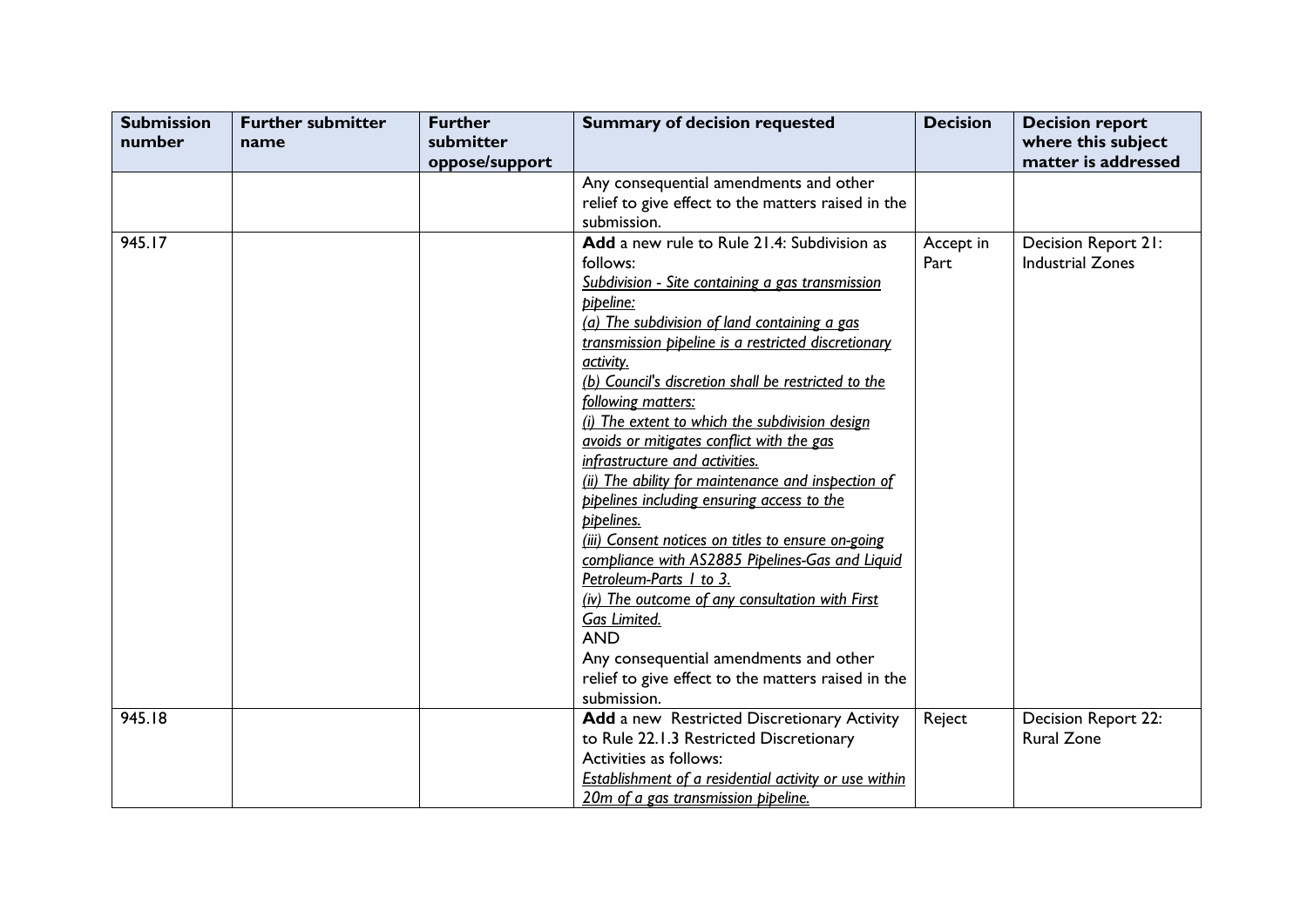| Submission number | Further submitter name | Further submitter oppose/support | Summary of decision requested | Decision | Decision report where this subject matter is addressed |
|---|---|---|---|---|---|
| | | | Any consequential amendments and other relief to give effect to the matters raised in the submission. | | |
| 945.17 | | | **Add** a new rule to Rule 21.4: Subdivision as follows:<br>*Subdivision - Site containing a gas transmission pipeline:*<br>*(a) The subdivision of land containing a gas transmission pipeline is a restricted discretionary activity.*<br>*(b) Council's discretion shall be restricted to the following matters:*<br>*(i) The extent to which the subdivision design avoids or mitigates conflict with the gas infrastructure and activities.*<br>*(ii) The ability for maintenance and inspection of pipelines including ensuring access to the pipelines.*<br>*(iii) Consent notices on titles to ensure on-going compliance with AS2885 Pipelines-Gas and Liquid Petroleum-Parts 1 to 3.*<br>*(iv) The outcome of any consultation with First Gas Limited.*<br>AND<br>Any consequential amendments and other relief to give effect to the matters raised in the submission. | Accept in Part | Decision Report 21: Industrial Zones |
| 945.18 | | | **Add** a new Restricted Discretionary Activity to Rule 22.1.3 Restricted Discretionary Activities as follows:<br>*Establishment of a residential activity or use within 20m of a gas transmission pipeline.* | Reject | Decision Report 22: Rural Zone |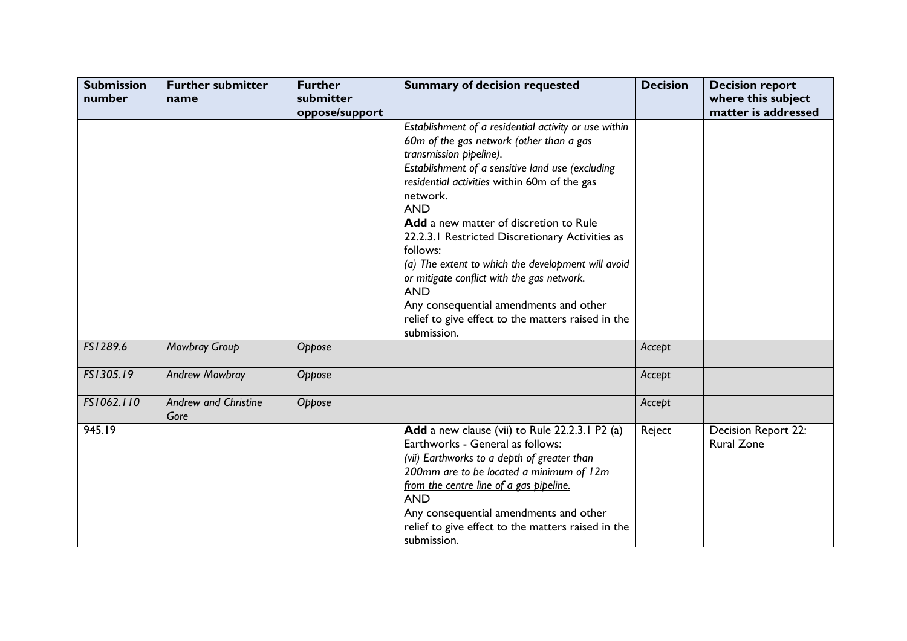| Submission number | Further submitter name | Further submitter oppose/support | Summary of decision requested | Decision | Decision report where this subject matter is addressed |
|---|---|---|---|---|---|
| | | | <u>*Establishment of a residential activity or use within 60m of the gas network (other than a gas transmission pipeline).*</u><br><u>*Establishment of a sensitive land use (excluding residential activities*</u> within 60m of the gas network.<br>AND<br>**Add** a new matter of discretion to Rule 22.2.3.1 Restricted Discretionary Activities as follows:<br><u>*(a) The extent to which the development will avoid or mitigate conflict with the gas network.*</u><br>AND<br>Any consequential amendments and other relief to give effect to the matters raised in the submission. | | |
| *FS1289.6* | *Mowbray Group* | *Oppose* | | *Accept* | |
| *FS1305.19* | *Andrew Mowbray* | *Oppose* | | *Accept* | |
| *FS1062.110* | *Andrew and Christine Gore* | *Oppose* | | *Accept* | |
| 945.19 | | | **Add** a new clause (vii) to Rule 22.2.3.1 P2 (a) Earthworks - General as follows:<br><u>*(vii) Earthworks to a depth of greater than 200mm are to be located a minimum of 12m from the centre line of a gas pipeline.*</u><br>AND<br>Any consequential amendments and other relief to give effect to the matters raised in the submission. | Reject | Decision Report 22: Rural Zone |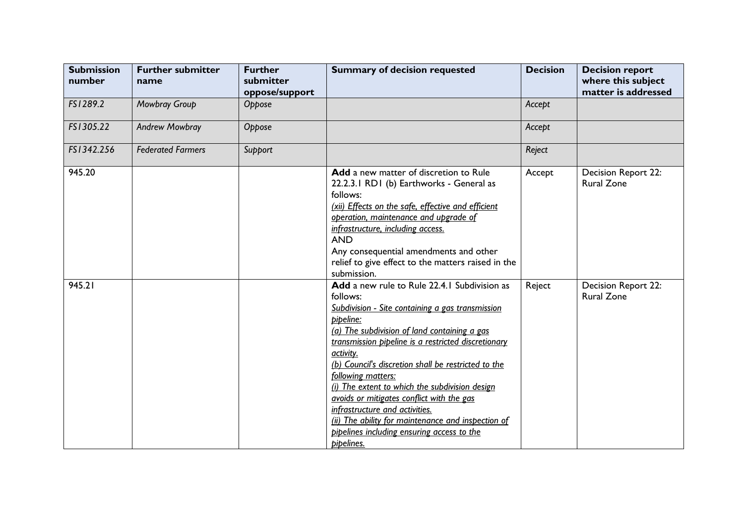| Submission number | Further submitter name | Further submitter oppose/support | Summary of decision requested | Decision | Decision report where this subject matter is addressed |
|---|---|---|---|---|---|
| *FS1289.2* | *Mowbray Group* | *Oppose* | | *Accept* | |
| *FS1305.22* | *Andrew Mowbray* | *Oppose* | | *Accept* | |
| *FS1342.256* | *Federated Farmers* | *Support* | | *Reject* | |
| 945.20 | | | **Add** a new matter of discretion to Rule 22.2.3.1 RD1 (b) Earthworks - General as follows:<br>*(xii) Effects on the safe, effective and efficient operation, maintenance and upgrade of infrastructure, including access.*<br>AND<br>Any consequential amendments and other relief to give effect to the matters raised in the submission. | Accept | Decision Report 22: Rural Zone |
| 945.21 | | | **Add** a new rule to Rule 22.4.1 Subdivision as follows:<br>*Subdivision - Site containing a gas transmission pipeline:*<br>*(a) The subdivision of land containing a gas transmission pipeline is a restricted discretionary activity.*<br>*(b) Council's discretion shall be restricted to the following matters:*<br>*(i) The extent to which the subdivision design avoids or mitigates conflict with the gas infrastructure and activities.*<br>*(ii) The ability for maintenance and inspection of pipelines including ensuring access to the pipelines.* | Reject | Decision Report 22: Rural Zone |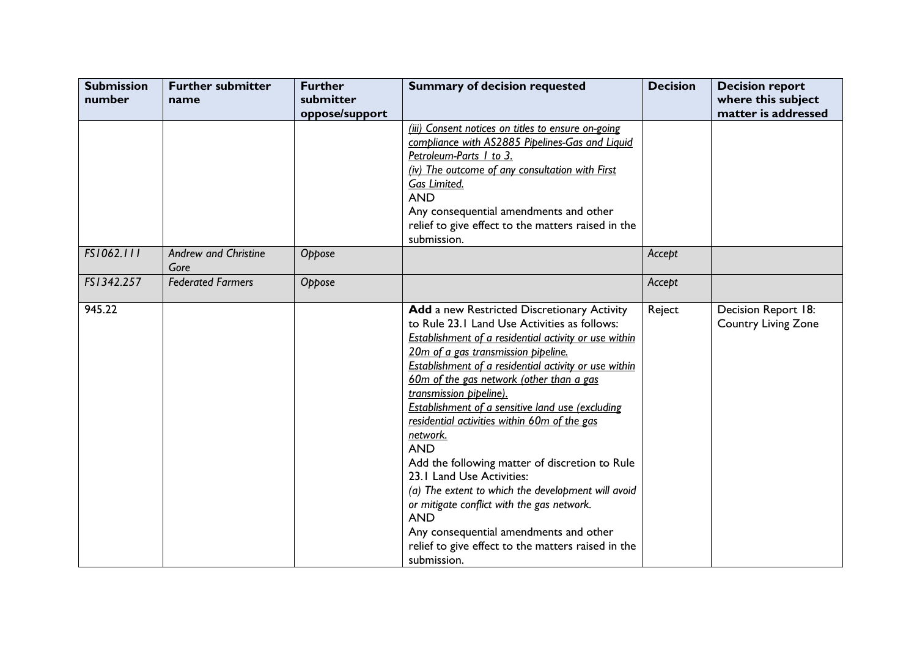| Submission number | Further submitter name | Further submitter oppose/support | Summary of decision requested | Decision | Decision report where this subject matter is addressed |
|---|---|---|---|---|---|
| | | | <u>*(iii) Consent notices on titles to ensure on-going compliance with AS2885 Pipelines-Gas and Liquid Petroleum-Parts 1 to 3.*</u><br><u>*(iv) The outcome of any consultation with First Gas Limited.*</u><br>AND<br>Any consequential amendments and other relief to give effect to the matters raised in the submission. | | |
| *FS1062.111* | *Andrew and Christine Gore* | *Oppose* | | *Accept* | |
| *FS1342.257* | *Federated Farmers* | *Oppose* | | *Accept* | |
| 945.22 | | | **Add** a new Restricted Discretionary Activity to Rule 23.1 Land Use Activities as follows:<br><u>*Establishment of a residential activity or use within 20m of a gas transmission pipeline.*</u><br><u>*Establishment of a residential activity or use within 60m of the gas network (other than a gas transmission pipeline).*</u><br><u>*Establishment of a sensitive land use (excluding residential activities within 60m of the gas network.*</u><br>AND<br>Add the following matter of discretion to Rule 23.1 Land Use Activities:<br>*(a) The extent to which the development will avoid or mitigate conflict with the gas network.*<br>AND<br>Any consequential amendments and other relief to give effect to the matters raised in the submission. | Reject | Decision Report 18: Country Living Zone |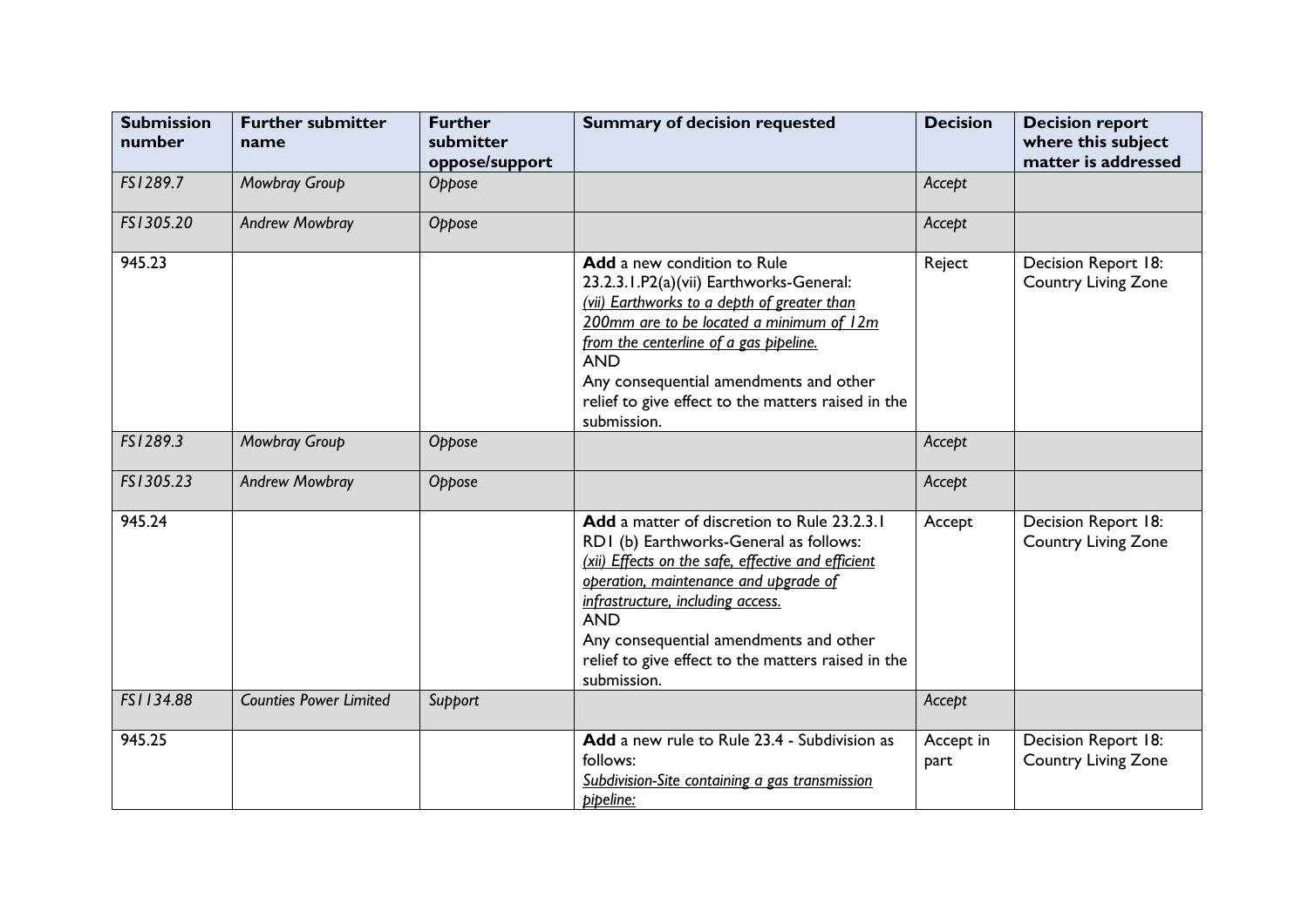| Submission number | Further submitter name | Further submitter oppose/support | Summary of decision requested | Decision | Decision report where this subject matter is addressed |
|---|---|---|---|---|---|
| *FS1289.7* | *Mowbray Group* | *Oppose* | | *Accept* | |
| *FS1305.20* | *Andrew Mowbray* | *Oppose* | | *Accept* | |
| 945.23 | | | **Add** a new condition to Rule 23.2.3.1.P2(a)(vii) Earthworks-General: <br> *(vii) Earthworks to a depth of greater than 200mm are to be located a minimum of 12m from the centerline of a gas pipeline.* <br> AND <br> Any consequential amendments and other relief to give effect to the matters raised in the submission. | Reject | Decision Report 18: Country Living Zone |
| *FS1289.3* | *Mowbray Group* | *Oppose* | | *Accept* | |
| *FS1305.23* | *Andrew Mowbray* | *Oppose* | | *Accept* | |
| 945.24 | | | **Add** a matter of discretion to Rule 23.2.3.1 RD1 (b) Earthworks-General as follows: <br> *(xii) Effects on the safe, effective and efficient operation, maintenance and upgrade of infrastructure, including access.* <br> AND <br> Any consequential amendments and other relief to give effect to the matters raised in the submission. | Accept | Decision Report 18: Country Living Zone |
| *FS1134.88* | *Counties Power Limited* | *Support* | | *Accept* | |
| 945.25 | | | **Add** a new rule to Rule 23.4 - Subdivision as follows: <br> *Subdivision-Site containing a gas transmission pipeline:* | Accept in part | Decision Report 18: Country Living Zone |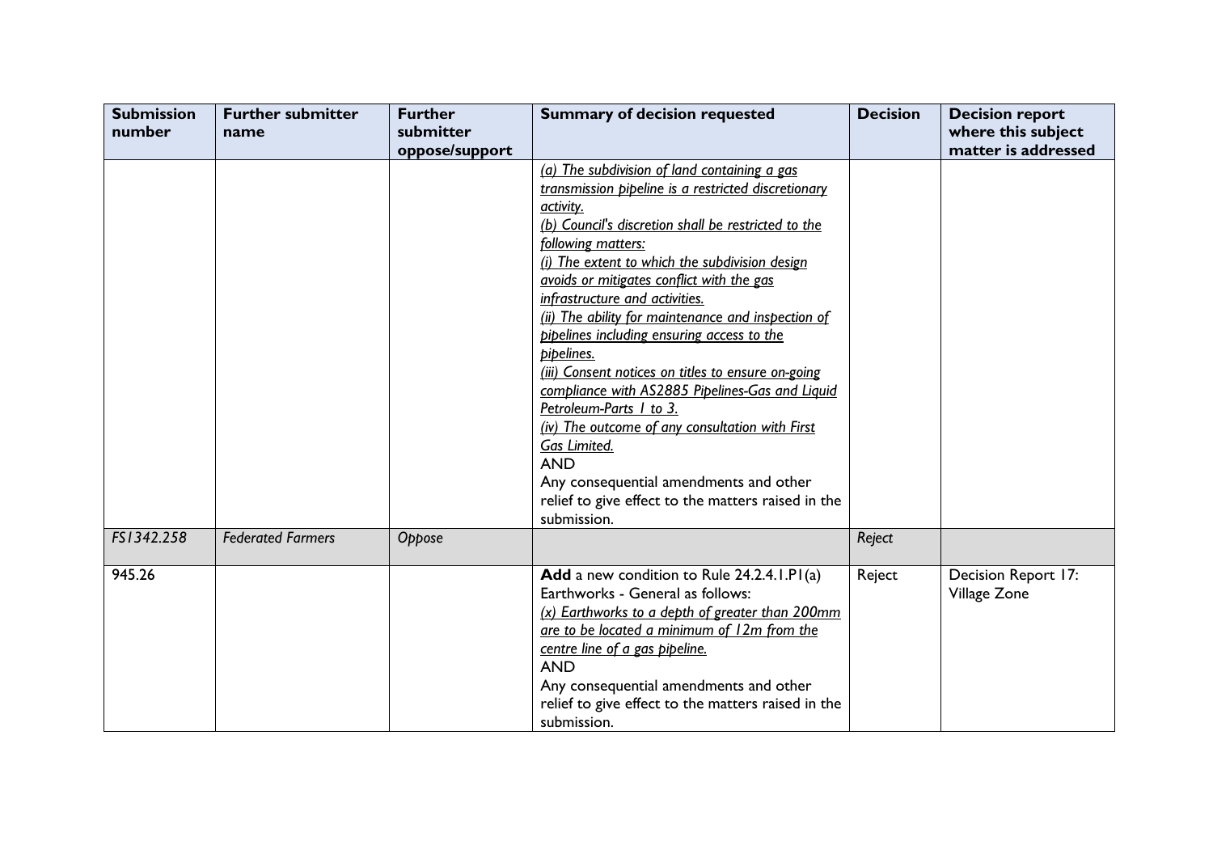| Submission number | Further submitter name | Further submitter oppose/support | Summary of decision requested | Decision | Decision report where this subject matter is addressed |
|---|---|---|---|---|---|
| | | | <u>(a) The subdivision of land containing a gas transmission pipeline is a restricted discretionary activity.</u><br><u>(b) Council's discretion shall be restricted to the following matters:</u><br><u>(i) The extent to which the subdivision design avoids or mitigates conflict with the gas infrastructure and activities.</u><br><u>(ii) The ability for maintenance and inspection of pipelines including ensuring access to the pipelines.</u><br><u>(iii) Consent notices on titles to ensure on-going compliance with AS2885 Pipelines-Gas and Liquid Petroleum-Parts 1 to 3.</u><br><u>(iv) The outcome of any consultation with First Gas Limited.</u><br>AND<br>Any consequential amendments and other relief to give effect to the matters raised in the submission. | | |
| *FS1342.258* | *Federated Farmers* | *Oppose* | | *Reject* | |
| 945.26 | | | **Add** a new condition to Rule 24.2.4.1.P1(a) Earthworks - General as follows:<br><u>*(x) Earthworks to a depth of greater than 200mm are to be located a minimum of 12m from the centre line of a gas pipeline.*</u><br>AND<br>Any consequential amendments and other relief to give effect to the matters raised in the submission. | Reject | Decision Report 17: Village Zone |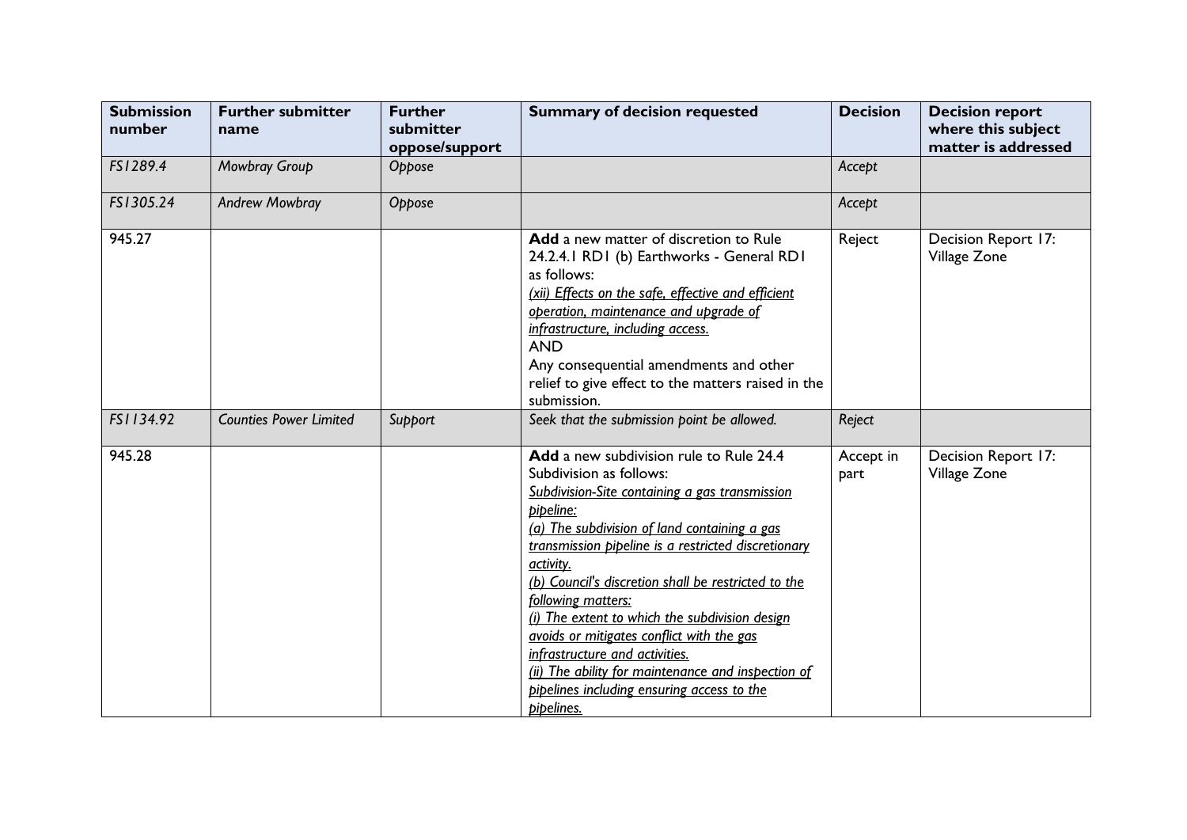| Submission number | Further submitter name | Further submitter oppose/support | Summary of decision requested | Decision | Decision report where this subject matter is addressed |
|---|---|---|---|---|---|
| *FS1289.4* | *Mowbray Group* | *Oppose* | | *Accept* | |
| *FS1305.24* | *Andrew Mowbray* | *Oppose* | | *Accept* | |
| 945.27 | | | **Add** a new matter of discretion to Rule 24.2.4.1 RD1 (b) Earthworks - General RD1 as follows:<br>*(xii) Effects on the safe, effective and efficient operation, maintenance and upgrade of infrastructure, including access.*<br>AND<br>Any consequential amendments and other relief to give effect to the matters raised in the submission. | Reject | Decision Report 17: Village Zone |
| *FS1134.92* | *Counties Power Limited* | *Support* | *Seek that the submission point be allowed.* | *Reject* | |
| 945.28 | | | **Add** a new subdivision rule to Rule 24.4 Subdivision as follows:<br>*Subdivision-Site containing a gas transmission pipeline:*<br>*(a) The subdivision of land containing a gas transmission pipeline is a restricted discretionary activity.*<br>*(b) Council's discretion shall be restricted to the following matters:*<br>*(i) The extent to which the subdivision design avoids or mitigates conflict with the gas infrastructure and activities.*<br>*(ii) The ability for maintenance and inspection of pipelines including ensuring access to the pipelines.* | Accept in part | Decision Report 17: Village Zone |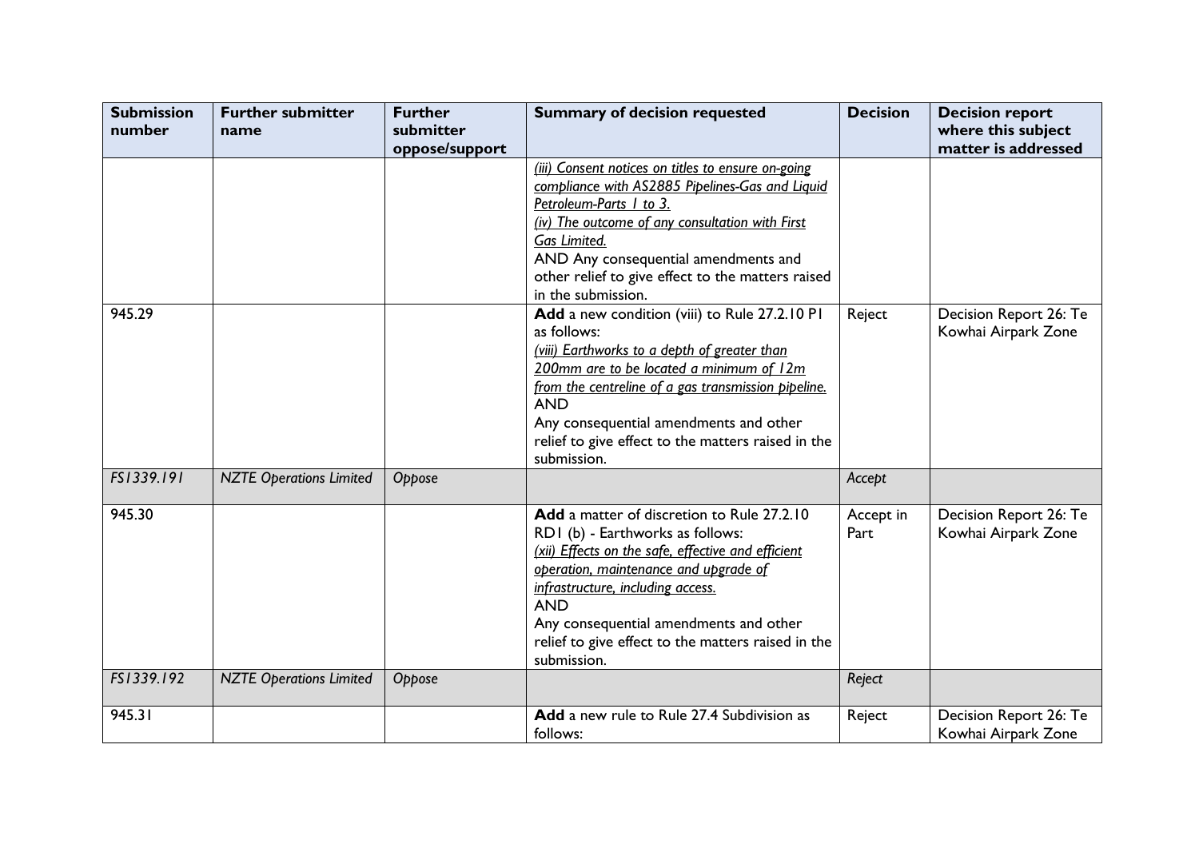| Submission number | Further submitter name | Further submitter oppose/support | Summary of decision requested | Decision | Decision report where this subject matter is addressed |
|---|---|---|---|---|---|
| | | | <u>*(iii) Consent notices on titles to ensure on-going compliance with AS2885 Pipelines-Gas and Liquid Petroleum-Parts 1 to 3.*</u><br><u>*(iv) The outcome of any consultation with First Gas Limited.*</u><br>AND Any consequential amendments and other relief to give effect to the matters raised in the submission. | | |
| 945.29 | | | **Add** a new condition (viii) to Rule 27.2.10 P1 as follows:<br><u>*(viii) Earthworks to a depth of greater than 200mm are to be located a minimum of 12m from the centreline of a gas transmission pipeline.*</u><br>AND<br>Any consequential amendments and other relief to give effect to the matters raised in the submission. | Reject | Decision Report 26: Te Kowhai Airpark Zone |
| *FS1339.191* | *NZTE Operations Limited* | *Oppose* | | *Accept* | |
| 945.30 | | | **Add** a matter of discretion to Rule 27.2.10 RD1 (b) - Earthworks as follows:<br><u>*(xii) Effects on the safe, effective and efficient operation, maintenance and upgrade of infrastructure, including access.*</u><br>AND<br>Any consequential amendments and other relief to give effect to the matters raised in the submission. | Accept in Part | Decision Report 26: Te Kowhai Airpark Zone |
| *FS1339.192* | *NZTE Operations Limited* | *Oppose* | | *Reject* | |
| 945.31 | | | **Add** a new rule to Rule 27.4 Subdivision as follows: | Reject | Decision Report 26: Te Kowhai Airpark Zone |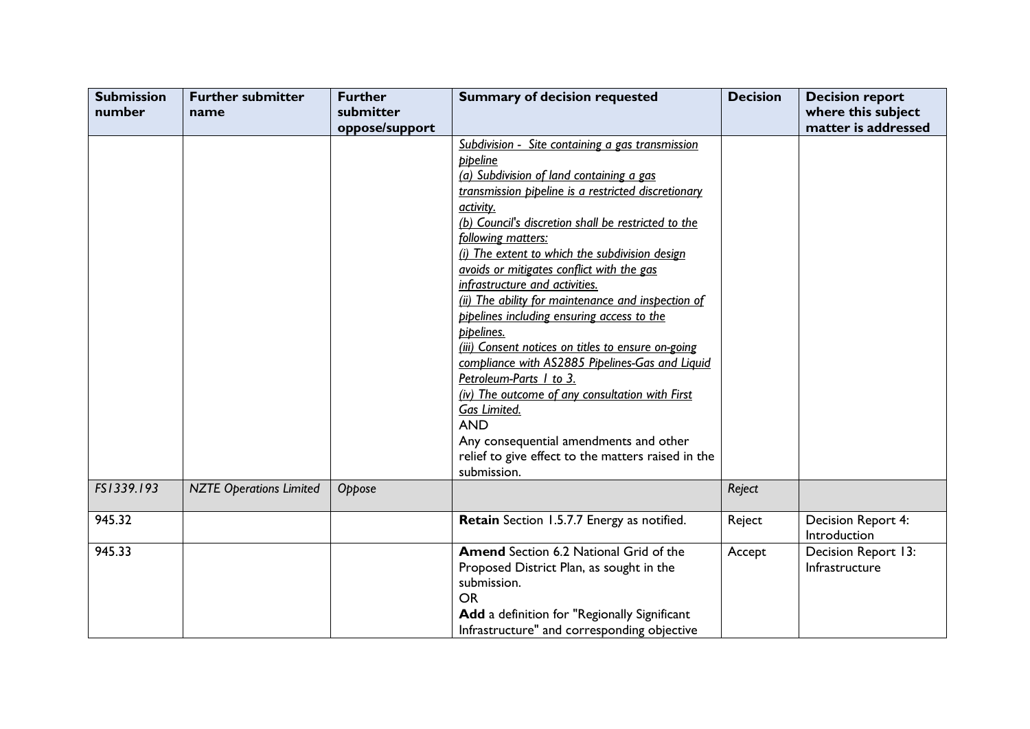| Submission number | Further submitter name | Further submitter oppose/support | Summary of decision requested | Decision | Decision report where this subject matter is addressed |
|---|---|---|---|---|---|
| | | | <u>*Subdivision - Site containing a gas transmission pipeline*</u><br><u>*(a) Subdivision of land containing a gas transmission pipeline is a restricted discretionary activity.*</u><br><u>*(b) Council's discretion shall be restricted to the following matters:*</u><br><u>*(i) The extent to which the subdivision design avoids or mitigates conflict with the gas infrastructure and activities.*</u><br><u>*(ii) The ability for maintenance and inspection of pipelines including ensuring access to the pipelines.*</u><br><u>*(iii) Consent notices on titles to ensure on-going compliance with AS2885 Pipelines-Gas and Liquid Petroleum-Parts 1 to 3.*</u><br><u>*(iv) The outcome of any consultation with First Gas Limited.*</u><br>AND<br>Any consequential amendments and other relief to give effect to the matters raised in the submission. | | |
| *FS1339.193* | *NZTE Operations Limited* | *Oppose* | | *Reject* | |
| 945.32 | | | **Retain** Section 1.5.7.7 Energy as notified. | Reject | Decision Report 4: Introduction |
| 945.33 | | | **Amend** Section 6.2 National Grid of the Proposed District Plan, as sought in the submission.<br>OR<br>**Add** a definition for "Regionally Significant Infrastructure" and corresponding objective | Accept | Decision Report 13: Infrastructure |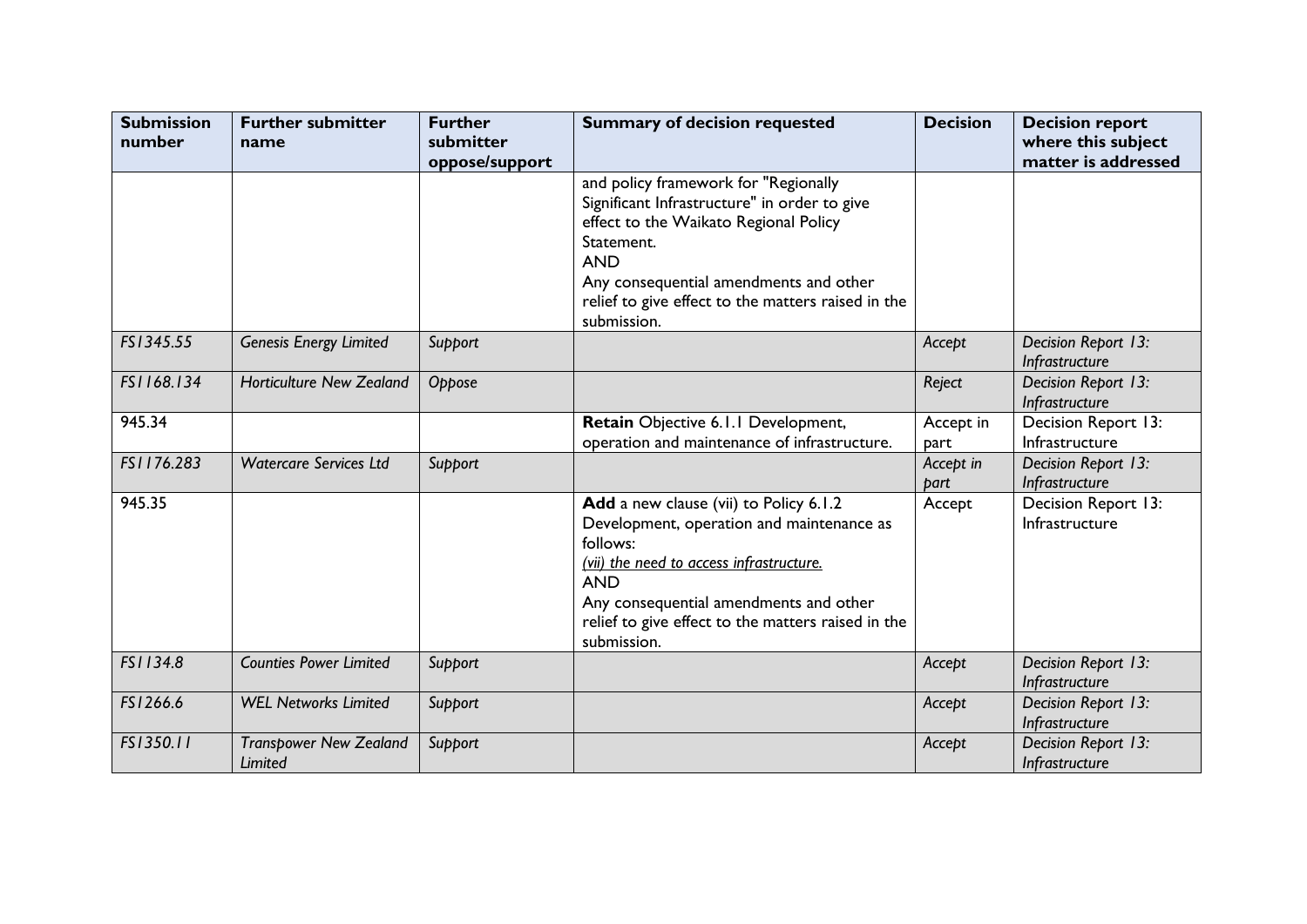| Submission number | Further submitter name | Further submitter oppose/support | Summary of decision requested | Decision | Decision report where this subject matter is addressed |
|---|---|---|---|---|---|
| | | | and policy framework for "Regionally Significant Infrastructure" in order to give effect to the Waikato Regional Policy Statement.<br>AND<br>Any consequential amendments and other relief to give effect to the matters raised in the submission. | | |
| *FS1345.55* | *Genesis Energy Limited* | *Support* | | *Accept* | *Decision Report 13: Infrastructure* |
| *FS1168.134* | *Horticulture New Zealand* | *Oppose* | | *Reject* | *Decision Report 13: Infrastructure* |
| 945.34 | | | **Retain** Objective 6.1.1 Development, operation and maintenance of infrastructure. | Accept in part | Decision Report 13: Infrastructure |
| *FS1176.283* | *Watercare Services Ltd* | *Support* | | *Accept in part* | *Decision Report 13: Infrastructure* |
| 945.35 | | | **Add** a new clause (vii) to Policy 6.1.2 Development, operation and maintenance as follows:<br>*(vii) the need to access infrastructure.*<br>AND<br>Any consequential amendments and other relief to give effect to the matters raised in the submission. | Accept | Decision Report 13: Infrastructure |
| *FS1134.8* | *Counties Power Limited* | *Support* | | *Accept* | *Decision Report 13: Infrastructure* |
| *FS1266.6* | *WEL Networks Limited* | *Support* | | *Accept* | *Decision Report 13: Infrastructure* |
| *FS1350.11* | *Transpower New Zealand Limited* | *Support* | | *Accept* | *Decision Report 13: Infrastructure* |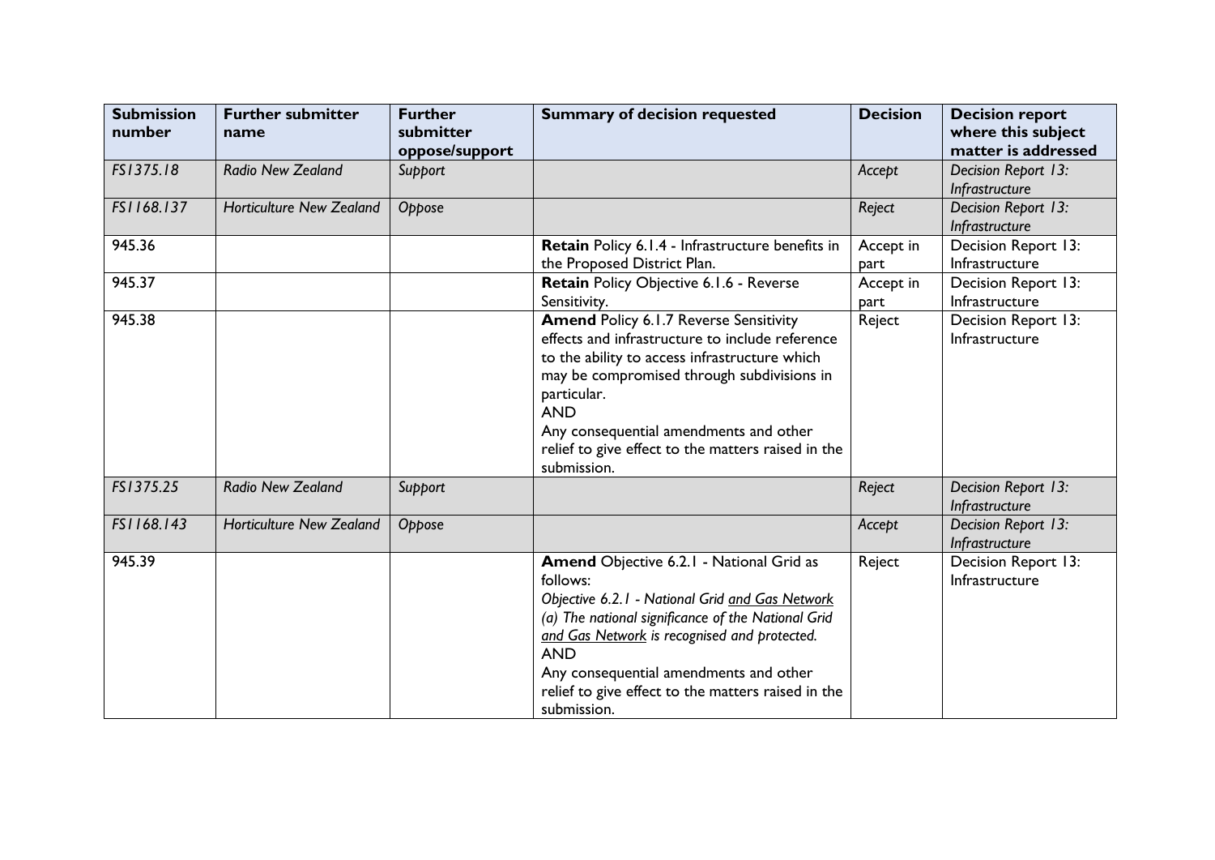| Submission number | Further submitter name | Further submitter oppose/support | Summary of decision requested | Decision | Decision report where this subject matter is addressed |
|---|---|---|---|---|---|
| *FS1375.18* | *Radio New Zealand* | *Support* | | *Accept* | *Decision Report 13: Infrastructure* |
| *FS1168.137* | *Horticulture New Zealand* | *Oppose* | | *Reject* | *Decision Report 13: Infrastructure* |
| 945.36 | | | **Retain** Policy 6.1.4 - Infrastructure benefits in the Proposed District Plan. | Accept in part | Decision Report 13: Infrastructure |
| 945.37 | | | **Retain** Policy Objective 6.1.6 - Reverse Sensitivity. | Accept in part | Decision Report 13: Infrastructure |
| 945.38 | | | **Amend** Policy 6.1.7 Reverse Sensitivity effects and infrastructure to include reference to the ability to access infrastructure which may be compromised through subdivisions in particular.<br>AND<br>Any consequential amendments and other relief to give effect to the matters raised in the submission. | Reject | Decision Report 13: Infrastructure |
| *FS1375.25* | *Radio New Zealand* | *Support* | | *Reject* | *Decision Report 13: Infrastructure* |
| *FS1168.143* | *Horticulture New Zealand* | *Oppose* | | *Accept* | *Decision Report 13: Infrastructure* |
| 945.39 | | | **Amend** Objective 6.2.1 - National Grid as follows:<br>*Objective 6.2.1 - National Grid <u>and Gas Network</u>*<br>*(a) The national significance of the National Grid <u>and Gas Network</u> is recognised and protected.*<br>AND<br>Any consequential amendments and other relief to give effect to the matters raised in the submission. | Reject | Decision Report 13: Infrastructure |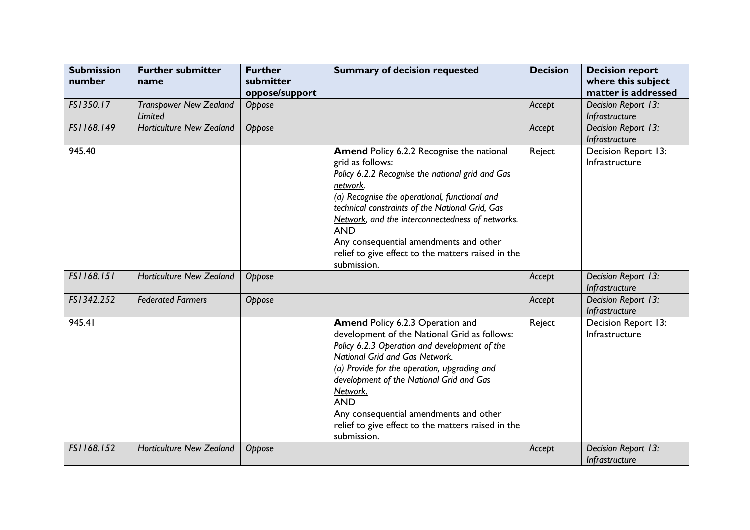| Submission number | Further submitter name | Further submitter oppose/support | Summary of decision requested | Decision | Decision report where this subject matter is addressed |
|---|---|---|---|---|---|
| *FS1350.17* | *Transpower New Zealand Limited* | *Oppose* | | *Accept* | *Decision Report 13: Infrastructure* |
| *FS1168.149* | *Horticulture New Zealand* | *Oppose* | | *Accept* | *Decision Report 13: Infrastructure* |
| 945.40 | | | **Amend** Policy 6.2.2 Recognise the national grid as follows:<br>*Policy 6.2.2 Recognise the national grid <u>and Gas network</u>.*<br>*(a) Recognise the operational, functional and technical constraints of the National Grid, <u>Gas Network</u>, and the interconnectedness of networks.*<br>AND<br>Any consequential amendments and other relief to give effect to the matters raised in the submission. | Reject | Decision Report 13: Infrastructure |
| *FS1168.151* | *Horticulture New Zealand* | *Oppose* | | *Accept* | *Decision Report 13: Infrastructure* |
| *FS1342.252* | *Federated Farmers* | *Oppose* | | *Accept* | *Decision Report 13: Infrastructure* |
| 945.41 | | | **Amend** Policy 6.2.3 Operation and development of the National Grid as follows:<br>*Policy 6.2.3 Operation and development of the National Grid <u>and Gas Network.</u>*<br>*(a) Provide for the operation, upgrading and development of the National Grid <u>and Gas Network.</u>*<br>AND<br>Any consequential amendments and other relief to give effect to the matters raised in the submission. | Reject | Decision Report 13: Infrastructure |
| *FS1168.152* | *Horticulture New Zealand* | *Oppose* | | *Accept* | *Decision Report 13: Infrastructure* |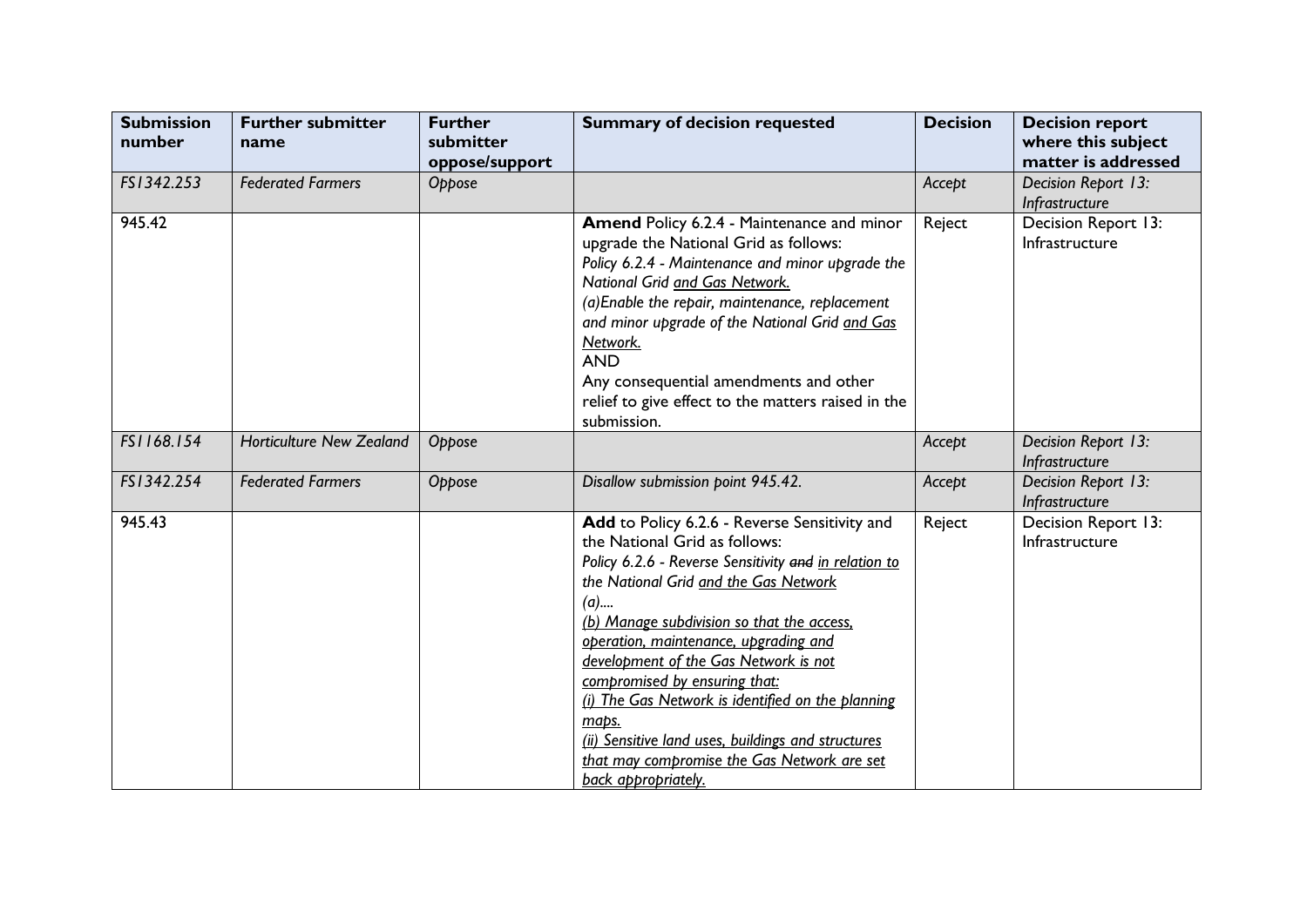| Submission number | Further submitter name | Further submitter oppose/support | Summary of decision requested | Decision | Decision report where this subject matter is addressed |
|---|---|---|---|---|---|
| *FS1342.253* | *Federated Farmers* | *Oppose* | | *Accept* | *Decision Report 13: Infrastructure* |
| 945.42 | | | **Amend** Policy 6.2.4 - Maintenance and minor upgrade the National Grid as follows:<br>*Policy 6.2.4 - Maintenance and minor upgrade the National Grid <u>and Gas Network.</u>*<br>*(a)Enable the repair, maintenance, replacement and minor upgrade of the National Grid <u>and Gas Network.</u>*<br>AND<br>Any consequential amendments and other relief to give effect to the matters raised in the submission. | Reject | Decision Report 13: Infrastructure |
| *FS1168.154* | *Horticulture New Zealand* | *Oppose* | | *Accept* | *Decision Report 13: Infrastructure* |
| *FS1342.254* | *Federated Farmers* | *Oppose* | *Disallow submission point 945.42.* | *Accept* | *Decision Report 13: Infrastructure* |
| 945.43 | | | **Add** to Policy 6.2.6 - Reverse Sensitivity and the National Grid as follows:<br>*Policy 6.2.6 - Reverse Sensitivity ~~and~~ <u>in relation to</u> the National Grid <u>and the Gas Network</u>*<br>*(a)....*<br>*<u>(b) Manage subdivision so that the access, operation, maintenance, upgrading and development of the Gas Network is not compromised by ensuring that:</u>*<br>*<u>(i) The Gas Network is identified on the planning maps.</u>*<br>*<u>(ii) Sensitive land uses, buildings and structures that may compromise the Gas Network are set back appropriately.</u>* | Reject | Decision Report 13: Infrastructure |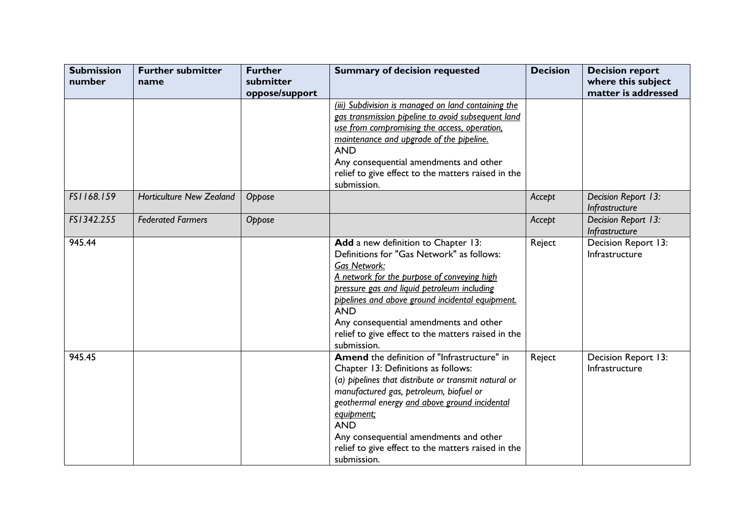| Submission number | Further submitter name | Further submitter oppose/support | Summary of decision requested | Decision | Decision report where this subject matter is addressed |
|---|---|---|---|---|---|
| | | | <u>*(iii) Subdivision is managed on land containing the gas transmission pipeline to avoid subsequent land use from compromising the access, operation, maintenance and upgrade of the pipeline.*</u><br>AND<br>Any consequential amendments and other relief to give effect to the matters raised in the submission. | | |
| *FS1168.159* | *Horticulture New Zealand* | *Oppose* | | *Accept* | *Decision Report 13: Infrastructure* |
| *FS1342.255* | *Federated Farmers* | *Oppose* | | *Accept* | *Decision Report 13: Infrastructure* |
| 945.44 | | | **Add** a new definition to Chapter 13: Definitions for "Gas Network" as follows:<br><u>*Gas Network:*</u><br><u>*A network for the purpose of conveying high pressure gas and liquid petroleum including pipelines and above ground incidental equipment.*</u><br>AND<br>Any consequential amendments and other relief to give effect to the matters raised in the submission. | Reject | Decision Report 13: Infrastructure |
| 945.45 | | | **Amend** the definition of "Infrastructure" in Chapter 13: Definitions as follows:<br>*(a) pipelines that distribute or transmit natural or manufactured gas, petroleum, biofuel or geothermal energy* <u>*and above ground incidental equipment;*</u><br>AND<br>Any consequential amendments and other relief to give effect to the matters raised in the submission. | Reject | Decision Report 13: Infrastructure |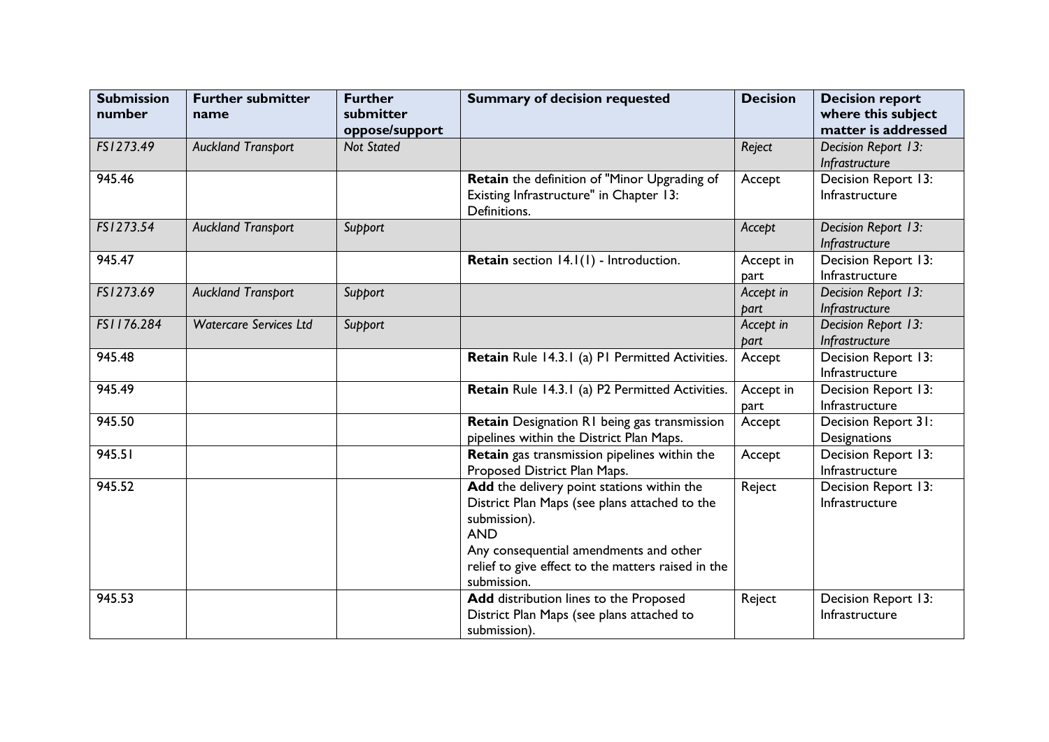| Submission number | Further submitter name | Further submitter oppose/support | Summary of decision requested | Decision | Decision report where this subject matter is addressed |
|---|---|---|---|---|---|
| *FS1273.49* | *Auckland Transport* | *Not Stated* | | *Reject* | *Decision Report 13: Infrastructure* |
| 945.46 | | | **Retain** the definition of "Minor Upgrading of Existing Infrastructure" in Chapter 13: Definitions. | Accept | Decision Report 13: Infrastructure |
| *FS1273.54* | *Auckland Transport* | *Support* | | *Accept* | *Decision Report 13: Infrastructure* |
| 945.47 | | | **Retain** section 14.1(1) - Introduction. | Accept in part | Decision Report 13: Infrastructure |
| *FS1273.69* | *Auckland Transport* | *Support* | | *Accept in part* | *Decision Report 13: Infrastructure* |
| *FS1176.284* | *Watercare Services Ltd* | *Support* | | *Accept in part* | *Decision Report 13: Infrastructure* |
| 945.48 | | | **Retain** Rule 14.3.1 (a) P1 Permitted Activities. | Accept | Decision Report 13: Infrastructure |
| 945.49 | | | **Retain** Rule 14.3.1 (a) P2 Permitted Activities. | Accept in part | Decision Report 13: Infrastructure |
| 945.50 | | | **Retain** Designation R1 being gas transmission pipelines within the District Plan Maps. | Accept | Decision Report 31: Designations |
| 945.51 | | | **Retain** gas transmission pipelines within the Proposed District Plan Maps. | Accept | Decision Report 13: Infrastructure |
| 945.52 | | | **Add** the delivery point stations within the District Plan Maps (see plans attached to the submission).<br>**AND**<br>Any consequential amendments and other relief to give effect to the matters raised in the submission. | Reject | Decision Report 13: Infrastructure |
| 945.53 | | | **Add** distribution lines to the Proposed District Plan Maps (see plans attached to submission). | Reject | Decision Report 13: Infrastructure |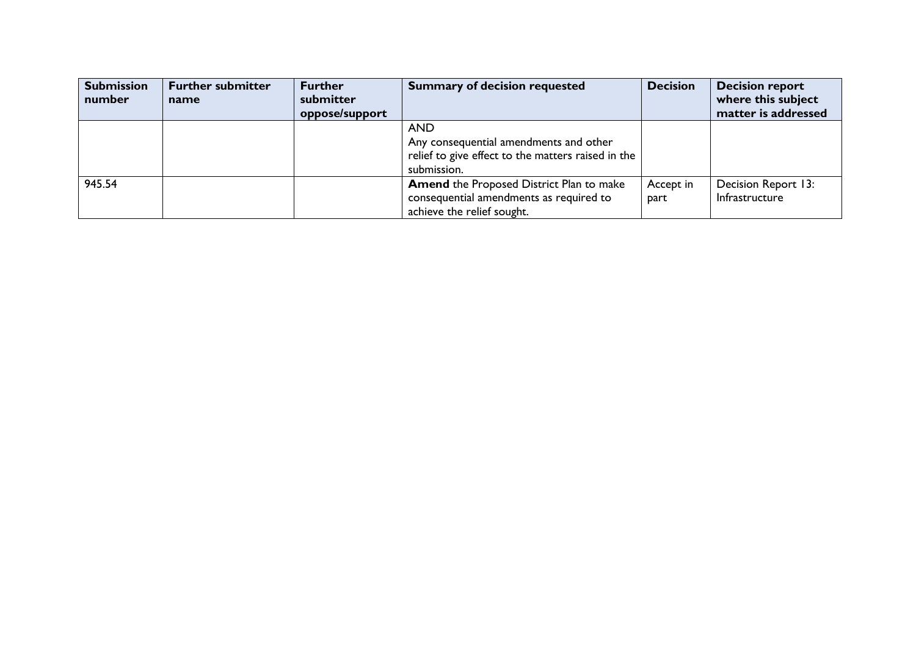| Submission number | Further submitter name | Further submitter oppose/support | Summary of decision requested | Decision | Decision report where this subject matter is addressed |
|---|---|---|---|---|---|
| | | | AND<br>Any consequential amendments and other relief to give effect to the matters raised in the submission. | | |
| 945.54 | | | **Amend** the Proposed District Plan to make consequential amendments as required to achieve the relief sought. | Accept in part | Decision Report 13: Infrastructure |